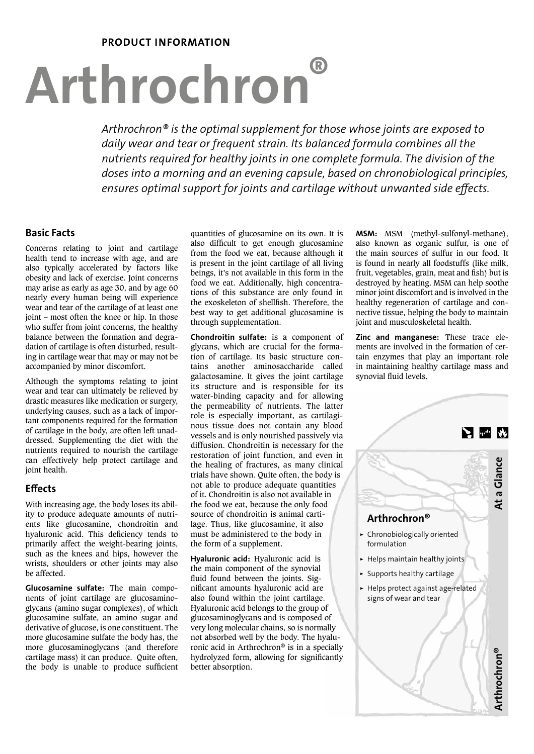**PRODUCT INFORMATION**

# Arthrochron®

*Arthrochron® is the optimal supplement for those whose joints are exposed to daily wear and tear or frequent strain. Its balanced formula combines all the nutrients required for healthy joints in one complete formula. The division of the doses into a morning and an evening capsule, based on chronobiological principles, ensures optimal support for joints and cartilage without unwanted side effects.*

## Basic Facts

Concerns relating to joint and cartilage health tend to increase with age, and are also typically accelerated by factors like obesity and lack of exercise. Joint concerns may arise as early as age 30, and by age 60 nearly every human being will experience wear and tear of the cartilage of at least one joint – most often the knee or hip. In those who suffer from joint concerns, the healthy balance between the formation and degradation of cartilage is often disturbed, resulting in cartilage wear that may or may not be accompanied by minor discomfort.

Although the symptoms relating to joint wear and tear can ultimately be relieved by drastic measures like medication or surgery, underlying causes, such as a lack of important components required for the formation of cartilage in the body, are often left unaddressed. Supplementing the diet with the nutrients required to nourish the cartilage can effectively help protect cartilage and joint health.

## Effects

With increasing age, the body loses its ability to produce adequate amounts of nutrients like glucosamine, chondroitin and hyaluronic acid. This deficiency tends to primarily affect the weight-bearing joints, such as the knees and hips, however the wrists, shoulders or other joints may also be affected.

**Glucosamine sulfate:** The main components of joint cartilage are glucosaminoglycans (amino sugar complexes), of which glucosamine sulfate, an amino sugar and derivative of glucose, is one constituent. The more glucosamine sulfate the body has, the more glucosaminoglycans (and therefore cartilage mass) it can produce. Quite often, the body is unable to produce sufficient quantities of glucosamine on its own. It is also difficult to get enough glucosamine from the food we eat, because although it is present in the joint cartilage of all living beings, it's not available in this form in the food we eat. Additionally, high concentrations of this substance are only found in the exoskeleton of shellfish. Therefore, the best way to get additional glucosamine is through supplementation.

**Chondroitin sulfate:** is a component of glycans, which are crucial for the formation of cartilage. Its basic structure contains another aminosaccharide called galactosamine. It gives the joint cartilage its structure and is responsible for its water-binding capacity and for allowing the permeability of nutrients. The latter role is especially important, as cartilaginous tissue does not contain any blood vessels and is only nourished passively via diffusion. Chondroitin is necessary for the restoration of joint function, and even in the healing of fractures, as many clinical trials have shown. Quite often, the body is not able to produce adequate quantities of it. Chondroitin is also not available in the food we eat, because the only food source of chondroitin is animal cartilage. Thus, like glucosamine, it also must be administered to the body in the form of a supplement.

**Hyaluronic acid:** Hyaluronic acid is the main component of the synovial fluid found between the joints. Significant amounts hyaluronic acid are also found within the joint cartilage. Hyaluronic acid belongs to the group of glucosaminoglycans and is composed of very long molecular chains, so is normally not absorbed well by the body. The hyaluronic acid in Arthrochron® is in a specially hydrolyzed form, allowing for significantly better absorption.

**MSM:** MSM (methyl-sulfonyl-methane), also known as organic sulfur, is one of the main sources of sulfur in our food. It is found in nearly all foodstuffs (like milk, fruit, vegetables, grain, meat and fish) but is destroyed by heating. MSM can help soothe minor joint discomfort and is involved in the healthy regeneration of cartilage and connective tissue, helping the body to maintain joint and musculoskeletal health.

**Zinc and manganese:** These trace elements are involved in the formation of certain enzymes that play an important role in maintaining healthy cartilage mass and synovial fluid levels.

**At a Glance**

### Arthrochron®

- Chronobiologically oriented formulation
- Helps maintain healthy joints
- Supports healthy cartilage
- Helps protect against age-related signs of wear and tear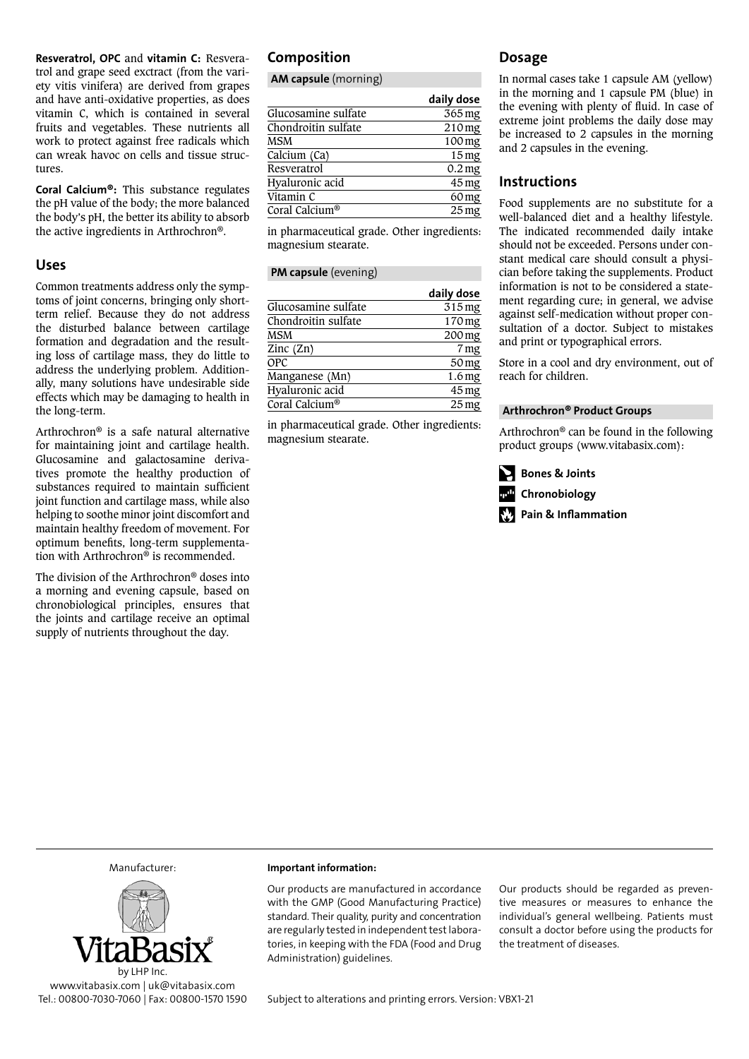**Resveratrol, OPC** and **vitamin C:** Resveratrol and grape seed exctract (from the variety vitis vinifera) are derived from grapes and have anti-oxidative properties, as does vitamin C, which is contained in several fruits and vegetables. These nutrients all work to protect against free radicals which can wreak havoc on cells and tissue structures.

**Coral Calcium®:** This substance regulates the pH value of the body; the more balanced the body's pH, the better its ability to absorb the active ingredients in Arthrochron®.

## Uses

Common treatments address only the symptoms of joint concerns, bringing only short-term relief. Because they do not address the disturbed balance between cartilage formation and degradation and the resulting loss of cartilage mass, they do little to address the underlying problem. Additionally, many solutions have undesirable side effects which may be damaging to health in the long-term.

Arthrochron® is a safe natural alternative for maintaining joint and cartilage health. Glucosamine and galactosamine derivatives promote the healthy production of substances required to maintain sufficient joint function and cartilage mass, while also helping to soothe minor joint discomfort and maintain healthy freedom of movement. For optimum benefits, long-term supplementation with Arthrochron® is recommended.

The division of the Arthrochron® doses into a morning and evening capsule, based on chronobiological principles, ensures that the joints and cartilage receive an optimal supply of nutrients throughout the day.

## Composition

**AM capsule** (morning)

| | daily dose |
|---|---|
| Glucosamine sulfate | 365 mg |
| Chondroitin sulfate | 210 mg |
| MSM | 100 mg |
| Calcium (Ca) | 15 mg |
| Resveratrol | 0.2 mg |
| Hyaluronic acid | 45 mg |
| Vitamin C | 60 mg |
| Coral Calcium® | 25 mg |

in pharmaceutical grade. Other ingredients: magnesium stearate.

**PM capsule** (evening)

| | daily dose |
|---|---|
| Glucosamine sulfate | 315 mg |
| Chondroitin sulfate | 170 mg |
| MSM | 200 mg |
| Zinc (Zn) | 7 mg |
| OPC | 50 mg |
| Manganese (Mn) | 1.6 mg |
| Hyaluronic acid | 45 mg |
| Coral Calcium® | 25 mg |

in pharmaceutical grade. Other ingredients: magnesium stearate.

## Dosage

In normal cases take 1 capsule AM (yellow) in the morning and 1 capsule PM (blue) in the evening with plenty of fluid. In case of extreme joint problems the daily dose may be increased to 2 capsules in the morning and 2 capsules in the evening.

## Instructions

Food supplements are no substitute for a well-balanced diet and a healthy lifestyle. The indicated recommended daily intake should not be exceeded. Persons under constant medical care should consult a physician before taking the supplements. Product information is not to be considered a statement regarding cure; in general, we advise against self-medication without proper consultation of a doctor. Subject to mistakes and print or typographical errors.

Store in a cool and dry environment, out of reach for children.

**Arthrochron® Product Groups**

Arthrochron® can be found in the following product groups (www.vitabasix.com):

- **Bones & Joints**
- **Chronobiology**
- **Pain & Inflammation**

Manufacturer:

VitaBasix® by LHP Inc.
www.vitabasix.com | uk@vitabasix.com
Tel.: 00800-7030-7060 | Fax: 00800-1570 1590

**Important information:**

Our products are manufactured in accordance with the GMP (Good Manufacturing Practice) standard. Their quality, purity and concentration are regularly tested in independent test laboratories, in keeping with the FDA (Food and Drug Administration) guidelines.

Our products should be regarded as preventive measures or measures to enhance the individual's general wellbeing. Patients must consult a doctor before using the products for the treatment of diseases.

Subject to alterations and printing errors. Version: VBX1-21